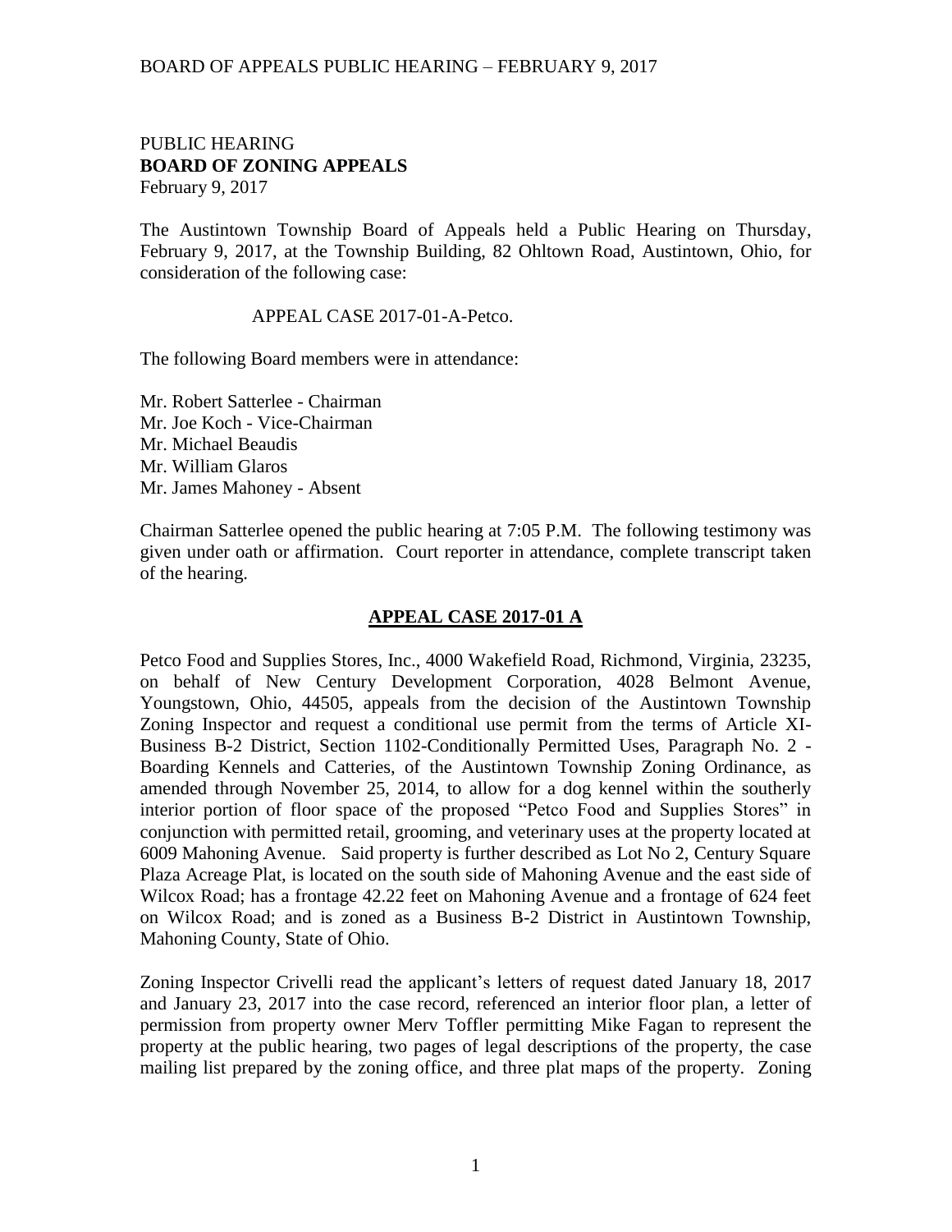PUBLIC HEARING
**BOARD OF ZONING APPEALS**
February 9, 2017

The Austintown Township Board of Appeals held a Public Hearing on Thursday, February 9, 2017, at the Township Building, 82 Ohltown Road, Austintown, Ohio, for consideration of the following case:

APPEAL CASE 2017-01-A-Petco.

The following Board members were in attendance:

Mr. Robert Satterlee - Chairman
Mr. Joe Koch - Vice-Chairman
Mr. Michael Beaudis
Mr. William Glaros
Mr. James Mahoney - Absent

Chairman Satterlee opened the public hearing at 7:05 P.M. The following testimony was given under oath or affirmation. Court reporter in attendance, complete transcript taken of the hearing.

## APPEAL CASE 2017-01 A

Petco Food and Supplies Stores, Inc., 4000 Wakefield Road, Richmond, Virginia, 23235, on behalf of New Century Development Corporation, 4028 Belmont Avenue, Youngstown, Ohio, 44505, appeals from the decision of the Austintown Township Zoning Inspector and request a conditional use permit from the terms of Article XI-Business B-2 District, Section 1102-Conditionally Permitted Uses, Paragraph No. 2 - Boarding Kennels and Catteries, of the Austintown Township Zoning Ordinance, as amended through November 25, 2014, to allow for a dog kennel within the southerly interior portion of floor space of the proposed "Petco Food and Supplies Stores" in conjunction with permitted retail, grooming, and veterinary uses at the property located at 6009 Mahoning Avenue. Said property is further described as Lot No 2, Century Square Plaza Acreage Plat, is located on the south side of Mahoning Avenue and the east side of Wilcox Road; has a frontage 42.22 feet on Mahoning Avenue and a frontage of 624 feet on Wilcox Road; and is zoned as a Business B-2 District in Austintown Township, Mahoning County, State of Ohio.

Zoning Inspector Crivelli read the applicant's letters of request dated January 18, 2017 and January 23, 2017 into the case record, referenced an interior floor plan, a letter of permission from property owner Merv Toffler permitting Mike Fagan to represent the property at the public hearing, two pages of legal descriptions of the property, the case mailing list prepared by the zoning office, and three plat maps of the property. Zoning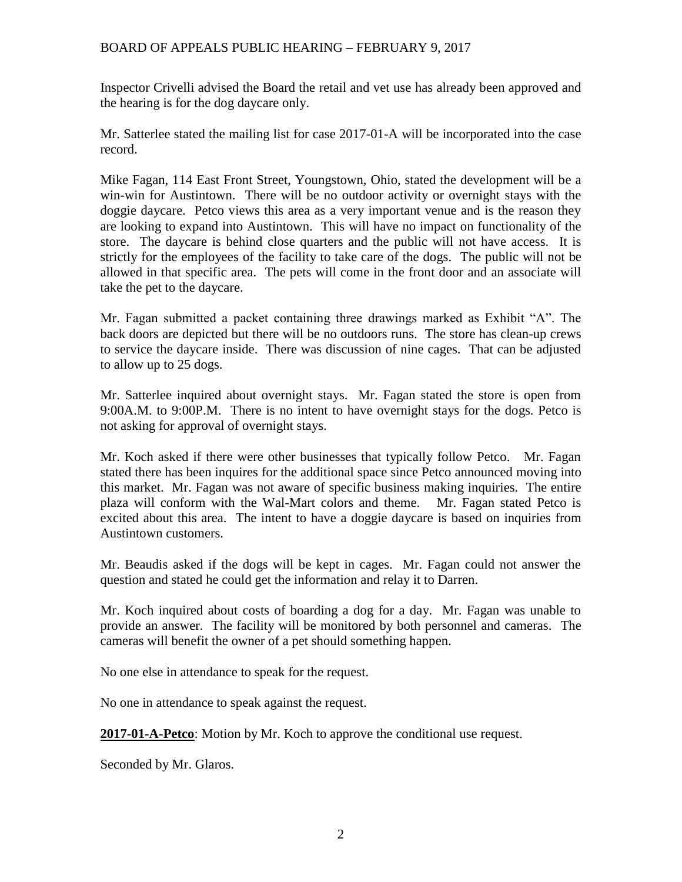Inspector Crivelli advised the Board the retail and vet use has already been approved and the hearing is for the dog daycare only.

Mr. Satterlee stated the mailing list for case 2017-01-A will be incorporated into the case record.

Mike Fagan, 114 East Front Street, Youngstown, Ohio, stated the development will be a win-win for Austintown. There will be no outdoor activity or overnight stays with the doggie daycare. Petco views this area as a very important venue and is the reason they are looking to expand into Austintown. This will have no impact on functionality of the store. The daycare is behind close quarters and the public will not have access. It is strictly for the employees of the facility to take care of the dogs. The public will not be allowed in that specific area. The pets will come in the front door and an associate will take the pet to the daycare.

Mr. Fagan submitted a packet containing three drawings marked as Exhibit "A". The back doors are depicted but there will be no outdoors runs. The store has clean-up crews to service the daycare inside. There was discussion of nine cages. That can be adjusted to allow up to 25 dogs.

Mr. Satterlee inquired about overnight stays. Mr. Fagan stated the store is open from 9:00A.M. to 9:00P.M. There is no intent to have overnight stays for the dogs. Petco is not asking for approval of overnight stays.

Mr. Koch asked if there were other businesses that typically follow Petco. Mr. Fagan stated there has been inquires for the additional space since Petco announced moving into this market. Mr. Fagan was not aware of specific business making inquiries. The entire plaza will conform with the Wal-Mart colors and theme. Mr. Fagan stated Petco is excited about this area. The intent to have a doggie daycare is based on inquiries from Austintown customers.

Mr. Beaudis asked if the dogs will be kept in cages. Mr. Fagan could not answer the question and stated he could get the information and relay it to Darren.

Mr. Koch inquired about costs of boarding a dog for a day. Mr. Fagan was unable to provide an answer. The facility will be monitored by both personnel and cameras. The cameras will benefit the owner of a pet should something happen.

No one else in attendance to speak for the request.

No one in attendance to speak against the request.

**2017-01-A-Petco**: Motion by Mr. Koch to approve the conditional use request.

Seconded by Mr. Glaros.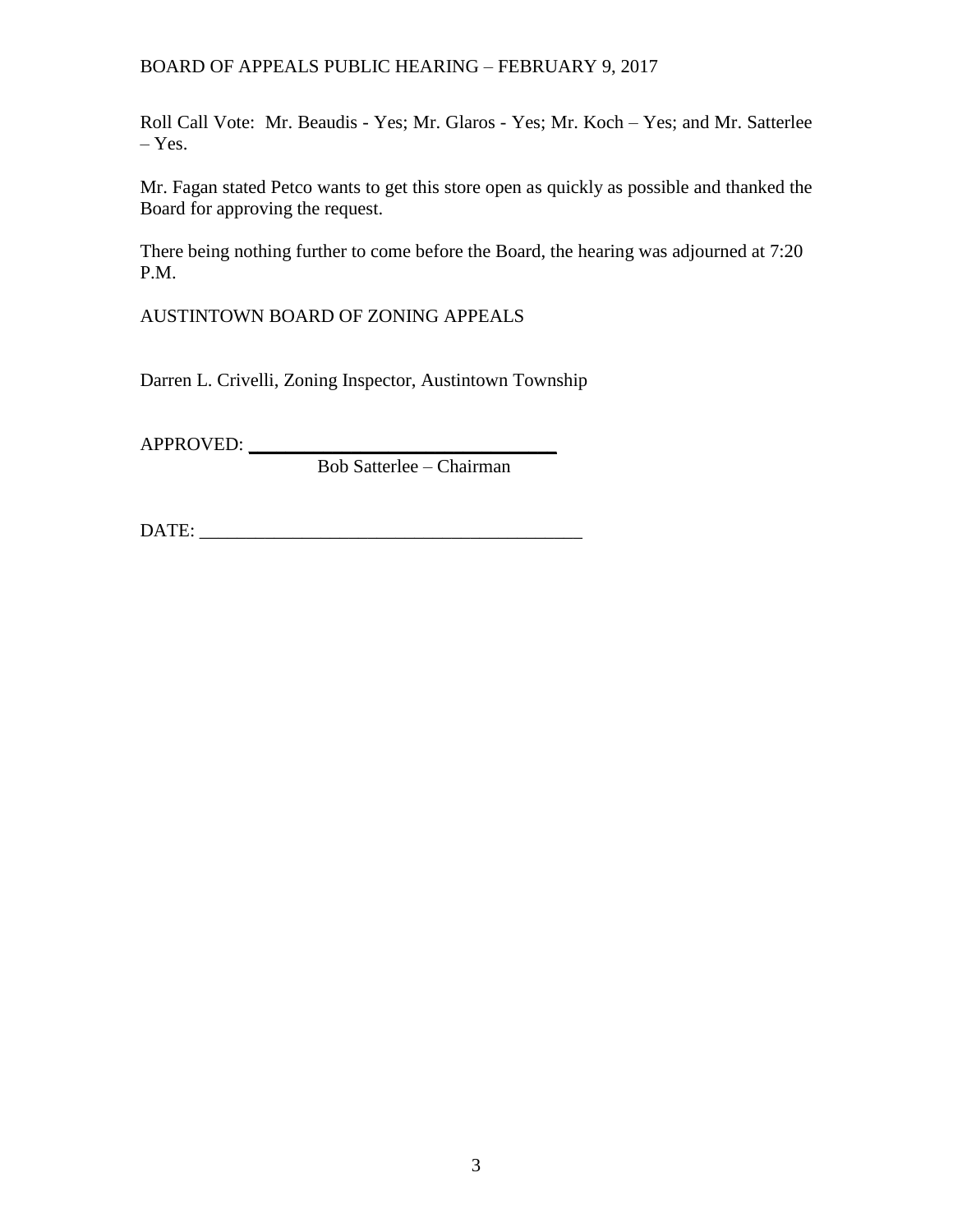Roll Call Vote: Mr. Beaudis - Yes; Mr. Glaros - Yes; Mr. Koch – Yes; and Mr. Satterlee – Yes.

Mr. Fagan stated Petco wants to get this store open as quickly as possible and thanked the Board for approving the request.

There being nothing further to come before the Board, the hearing was adjourned at 7:20 P.M.

AUSTINTOWN BOARD OF ZONING APPEALS

Darren L. Crivelli, Zoning Inspector, Austintown Township

APPROVED: ________________________________
Bob Satterlee – Chairman

DATE: ________________________________________